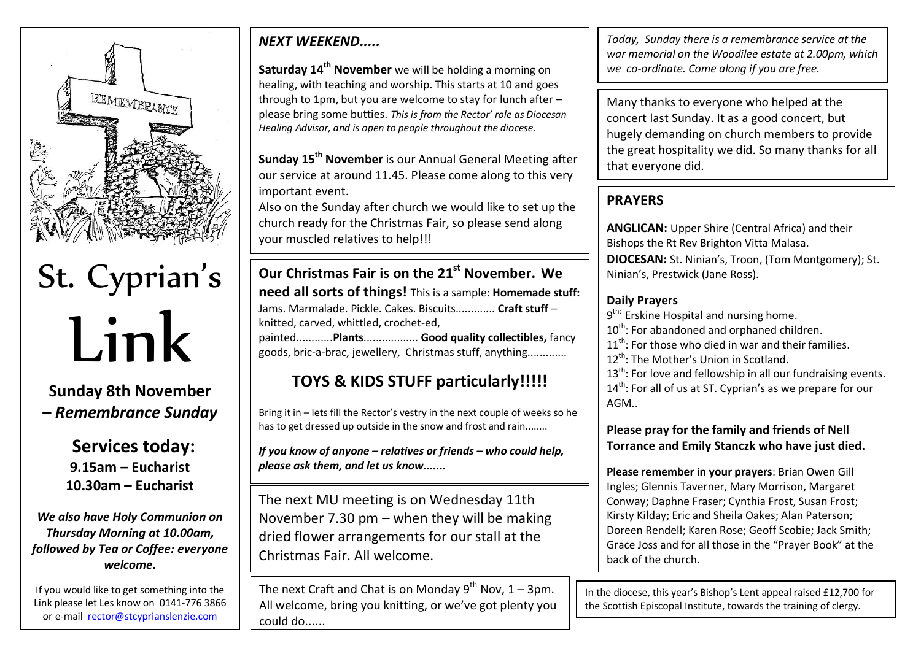# St. Cyprian's Link

**Sunday 8th November – *Remembrance Sunday***

## Services today:

**9.15am – Eucharist**
**10.30am – Eucharist**

***We also have Holy Communion on Thursday Morning at 10.00am, followed by Tea or Coffee: everyone welcome.***

If you would like to get something into the Link please let Les know on 0141-776 3866 or e-mail rector@stcyprianslenzie.com

## *NEXT WEEKEND.....*

**Saturday 14th November** we will be holding a morning on healing, with teaching and worship. This starts at 10 and goes through to 1pm, but you are welcome to stay for lunch after – please bring some butties. *This is from the Rector' role as Diocesan Healing Advisor, and is open to people throughout the diocese.*

**Sunday 15th November** is our Annual General Meeting after our service at around 11.45. Please come along to this very important event.

Also on the Sunday after church we would like to set up the church ready for the Christmas Fair, so please send along your muscled relatives to help!!!

**Our Christmas Fair is on the 21st November. We need all sorts of things!** This is a sample: **Homemade stuff:** Jams. Marmalade. Pickle. Cakes. Biscuits............ **Craft stuff** – knitted, carved, whittled, crochet-ed, painted...........**Plants**................. **Good quality collectibles,** fancy goods, bric-a-brac, jewellery, Christmas stuff, anything............

**TOYS & KIDS STUFF particularly!!!!!**

Bring it in – lets fill the Rector's vestry in the next couple of weeks so he has to get dressed up outside in the snow and frost and rain........

***If you know of anyone – relatives or friends – who could help, please ask them, and let us know.......***

The next MU meeting is on Wednesday 11th November 7.30 pm – when they will be making dried flower arrangements for our stall at the Christmas Fair. All welcome.

The next Craft and Chat is on Monday 9th Nov, 1 – 3pm. All welcome, bring you knitting, or we've got plenty you could do......

*Today, Sunday there is a remembrance service at the war memorial on the Woodilee estate at 2.00pm, which we co-ordinate. Come along if you are free.*

Many thanks to everyone who helped at the concert last Sunday. It as a good concert, but hugely demanding on church members to provide the great hospitality we did. So many thanks for all that everyone did.

## PRAYERS

**ANGLICAN:** Upper Shire (Central Africa) and their Bishops the Rt Rev Brighton Vitta Malasa.
**DIOCESAN:** St. Ninian's, Troon, (Tom Montgomery); St. Ninian's, Prestwick (Jane Ross).

### Daily Prayers

9th: Erskine Hospital and nursing home.
10th: For abandoned and orphaned children.
11th: For those who died in war and their families.
12th: The Mother's Union in Scotland.
13th: For love and fellowship in all our fundraising events.
14th: For all of us at ST. Cyprian's as we prepare for our AGM..

**Please pray for the family and friends of Nell Torrance and Emily Stanczk who have just died.**

**Please remember in your prayers**: Brian Owen Gill Ingles; Glennis Taverner, Mary Morrison, Margaret Conway; Daphne Fraser; Cynthia Frost, Susan Frost; Kirsty Kilday; Eric and Sheila Oakes; Alan Paterson; Doreen Rendell; Karen Rose; Geoff Scobie; Jack Smith; Grace Joss and for all those in the "Prayer Book" at the back of the church.

In the diocese, this year's Bishop's Lent appeal raised £12,700 for the Scottish Episcopal Institute, towards the training of clergy.